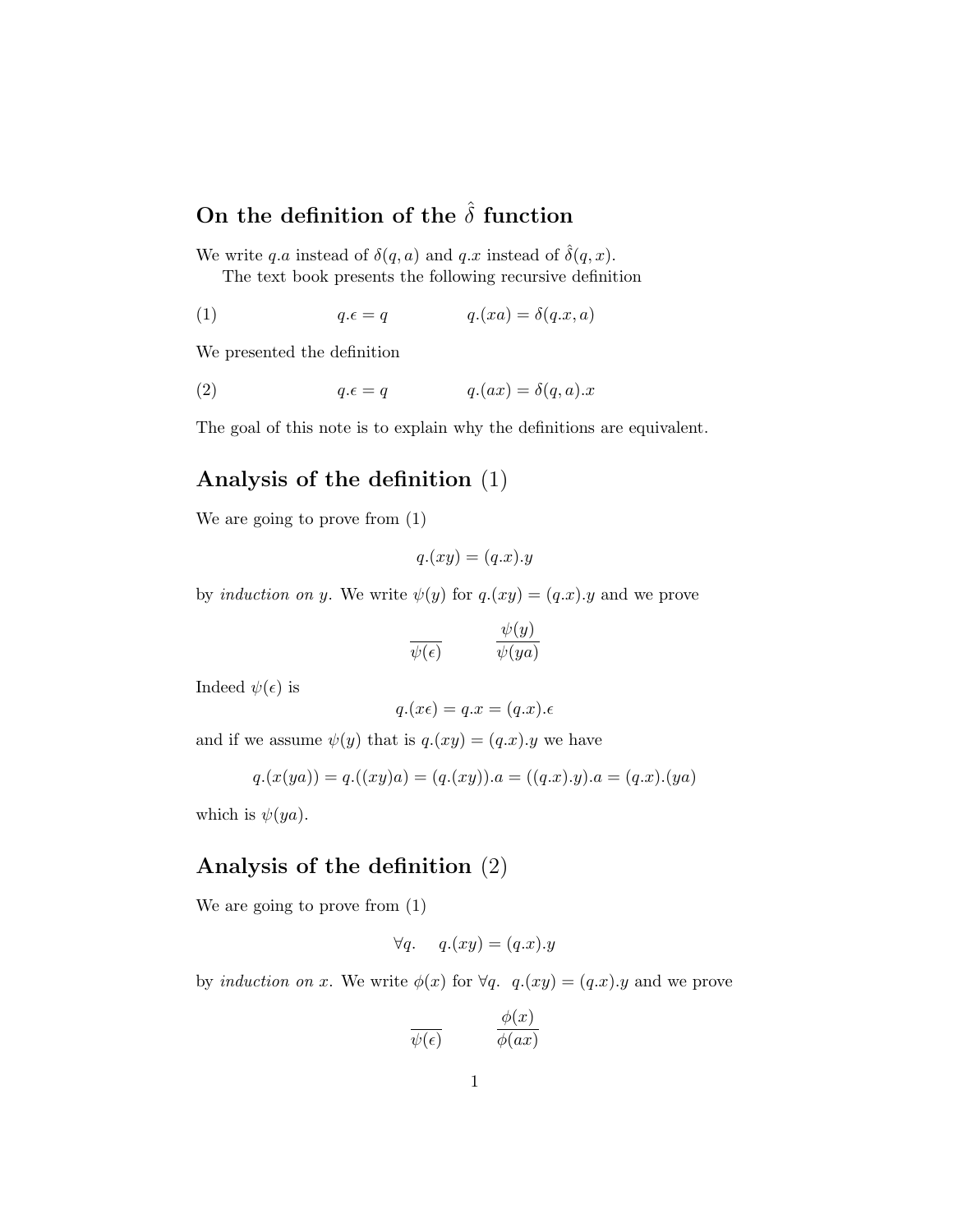## On the definition of the $\hat{\delta}$ function

We write $q.a$ instead of $\delta(q,a)$ and $q.x$ instead of $\hat{\delta}(q,x)$.

The text book presents the following recursive definition

$$(1) \qquad q.\epsilon = q \qquad\qquad q.(xa) = \delta(q.x, a)$$

We presented the definition

$$(2) \qquad q.\epsilon = q \qquad\qquad q.(ax) = \delta(q, a).x$$

The goal of this note is to explain why the definitions are equivalent.

## Analysis of the definition (1)

We are going to prove from (1)

$$q.(xy) = (q.x).y$$

by *induction on* $y$. We write $\psi(y)$ for $q.(xy) = (q.x).y$ and we prove

$$\frac{}{\psi(\epsilon)} \qquad\qquad \frac{\psi(y)}{\psi(ya)}$$

Indeed $\psi(\epsilon)$ is

$$q.(x\epsilon) = q.x = (q.x).\epsilon$$

and if we assume $\psi(y)$ that is $q.(xy) = (q.x).y$ we have

$$q.(x(ya)) = q.((xy)a) = (q.(xy)).a = ((q.x).y).a = (q.x).(ya)$$

which is $\psi(ya)$.

## Analysis of the definition (2)

We are going to prove from (1)

$$\forall q. \quad q.(xy) = (q.x).y$$

by *induction on* $x$. We write $\phi(x)$ for $\forall q.\ \ q.(xy) = (q.x).y$ and we prove

$$\frac{}{\psi(\epsilon)} \qquad\qquad \frac{\phi(x)}{\phi(ax)}$$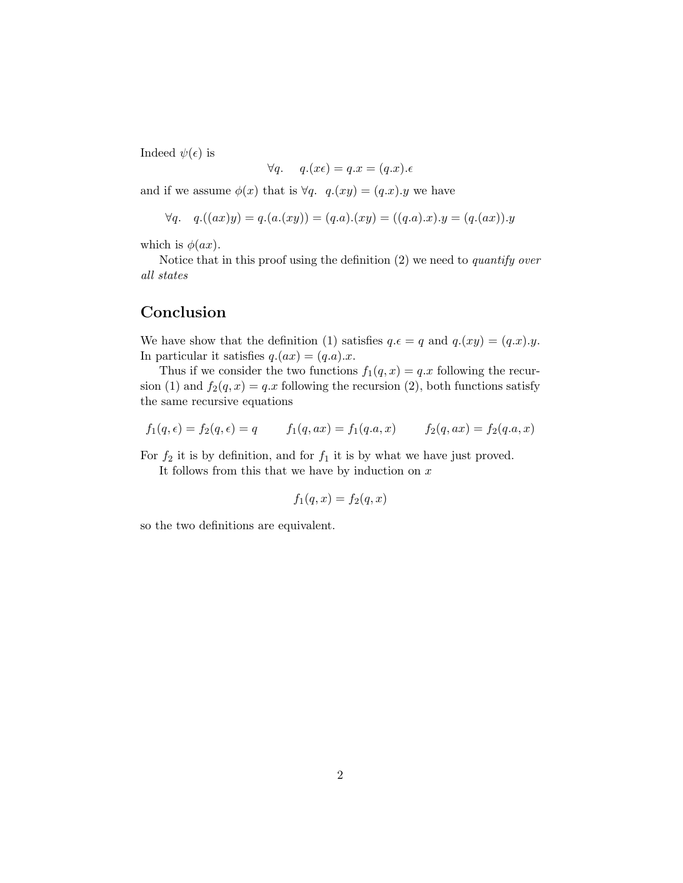Indeed $\psi(\epsilon)$ is

$$\forall q. \quad q.(x\epsilon) = q.x = (q.x).\epsilon$$

and if we assume $\phi(x)$ that is $\forall q. \;\; q.(xy) = (q.x).y$ we have

$$\forall q. \quad q.((ax)y) = q.(a.(xy)) = (q.a).(xy) = ((q.a).x).y = (q.(ax)).y$$

which is $\phi(ax)$.

Notice that in this proof using the definition (2) we need to *quantify over all states*

## Conclusion

We have show that the definition (1) satisfies $q.\epsilon = q$ and $q.(xy) = (q.x).y$. In particular it satisfies $q.(ax) = (q.a).x$.

Thus if we consider the two functions $f_1(q, x) = q.x$ following the recursion (1) and $f_2(q, x) = q.x$ following the recursion (2), both functions satisfy the same recursive equations

$$f_1(q, \epsilon) = f_2(q, \epsilon) = q \qquad f_1(q, ax) = f_1(q.a, x) \qquad f_2(q, ax) = f_2(q.a, x)$$

For $f_2$ it is by definition, and for $f_1$ it is by what we have just proved.

It follows from this that we have by induction on $x$

$$f_1(q, x) = f_2(q, x)$$

so the two definitions are equivalent.